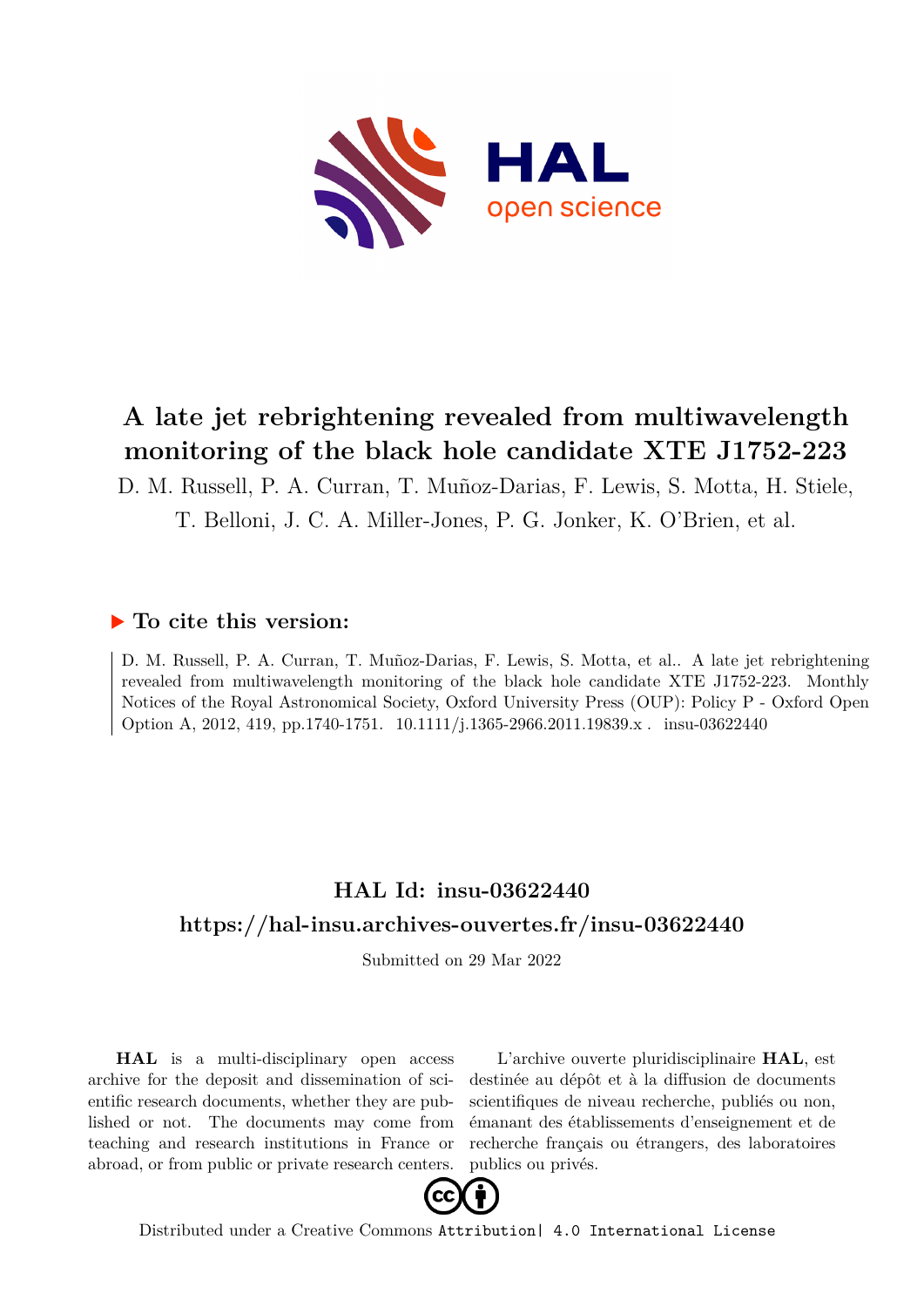# A late jet rebrightening revealed from multiwavelength monitoring of the black hole candidate XTE J1752-223

D. M. Russell, P. A. Curran, T. Muñoz-Darias, F. Lewis, S. Motta, H. Stiele, T. Belloni, J. C. A. Miller-Jones, P. G. Jonker, K. O'Brien, et al.

## ▶ To cite this version:

D. M. Russell, P. A. Curran, T. Muñoz-Darias, F. Lewis, S. Motta, et al.. A late jet rebrightening revealed from multiwavelength monitoring of the black hole candidate XTE J1752-223. Monthly Notices of the Royal Astronomical Society, Oxford University Press (OUP): Policy P - Oxford Open Option A, 2012, 419, pp.1740-1751. 10.1111/j.1365-2966.2011.19839.x . insu-03622440

## HAL Id: insu-03622440

## https://hal-insu.archives-ouvertes.fr/insu-03622440

Submitted on 29 Mar 2022

**HAL** is a multi-disciplinary open access archive for the deposit and dissemination of scientific research documents, whether they are published or not. The documents may come from teaching and research institutions in France or abroad, or from public or private research centers.

L'archive ouverte pluridisciplinaire **HAL**, est destinée au dépôt et à la diffusion de documents scientifiques de niveau recherche, publiés ou non, émanant des établissements d'enseignement et de recherche français ou étrangers, des laboratoires publics ou privés.

Distributed under a Creative Commons Attribution| 4.0 International License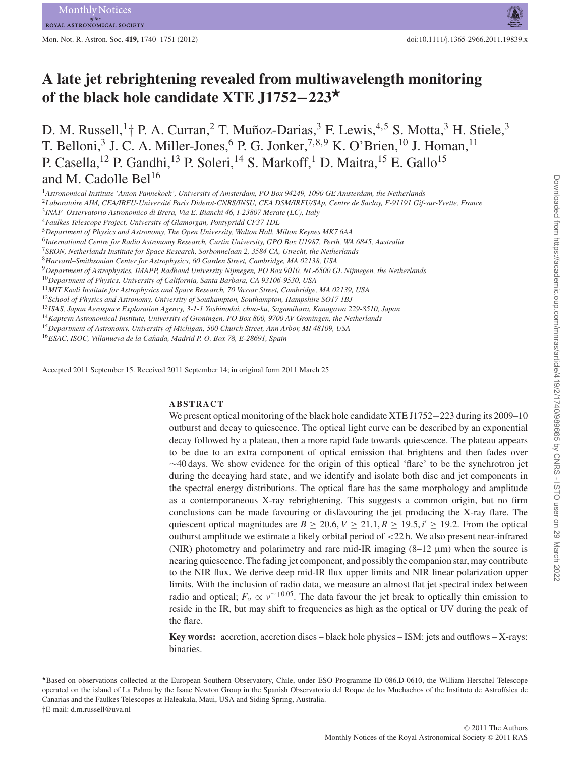# A late jet rebrightening revealed from multiwavelength monitoring of the black hole candidate XTE J1752−223⋆

D. M. Russell,[1]† P. A. Curran,[2] T. Muñoz-Darias,[3] F. Lewis,[4,5] S. Motta,[3] H. Stiele,[3] T. Belloni,[3] J. C. A. Miller-Jones,[6] P. G. Jonker,[7,8,9] K. O'Brien,[10] J. Homan,[11] P. Casella,[12] P. Gandhi,[13] P. Soleri,[14] S. Markoff,[1] D. Maitra,[15] E. Gallo[15] and M. Cadolle Bel[16]

[1]*Astronomical Institute 'Anton Pannekoek', University of Amsterdam, PO Box 94249, 1090 GE Amsterdam, the Netherlands*
[2]*Laboratoire AIM, CEA/IRFU-Université Paris Diderot-CNRS/INSU, CEA DSM/IRFU/SAp, Centre de Saclay, F-91191 Gif-sur-Yvette, France*
[3]*INAF–Osservatorio Astronomico di Brera, Via E. Bianchi 46, I-23807 Merate (LC), Italy*
[4]*Faulkes Telescope Project, University of Glamorgan, Pontypridd CF37 1DL*
[5]*Department of Physics and Astronomy, The Open University, Walton Hall, Milton Keynes MK7 6AA*
[6]*International Centre for Radio Astronomy Research, Curtin University, GPO Box U1987, Perth, WA 6845, Australia*
[7]*SRON, Netherlands Institute for Space Research, Sorbonnelaan 2, 3584 CA, Utrecht, the Netherlands*
[8]*Harvard–Smithsonian Center for Astrophysics, 60 Garden Street, Cambridge, MA 02138, USA*
[9]*Department of Astrophysics, IMAPP, Radboud University Nijmegen, PO Box 9010, NL-6500 GL Nijmegen, the Netherlands*
[10]*Department of Physics, University of California, Santa Barbara, CA 93106-9530, USA*
[11]*MIT Kavli Institute for Astrophysics and Space Research, 70 Vassar Street, Cambridge, MA 02139, USA*
[12]*School of Physics and Astronomy, University of Southampton, Southampton, Hampshire SO17 1BJ*
[13]*ISAS, Japan Aerospace Exploration Agency, 3-1-1 Yoshinodai, chuo-ku, Sagamihara, Kanagawa 229-8510, Japan*
[14]*Kapteyn Astronomical Institute, University of Groningen, PO Box 800, 9700 AV Groningen, the Netherlands*
[15]*Department of Astronomy, University of Michigan, 500 Church Street, Ann Arbor, MI 48109, USA*
[16]*ESAC, ISOC, Villanueva de la Cañada, Madrid P. O. Box 78, E-28691, Spain*

Accepted 2011 September 15. Received 2011 September 14; in original form 2011 March 25

## ABSTRACT

We present optical monitoring of the black hole candidate XTE J1752−223 during its 2009–10 outburst and decay to quiescence. The optical light curve can be described by an exponential decay followed by a plateau, then a more rapid fade towards quiescence. The plateau appears to be due to an extra component of optical emission that brightens and then fades over ∼40 days. We show evidence for the origin of this optical 'flare' to be the synchrotron jet during the decaying hard state, and we identify and isolate both disc and jet components in the spectral energy distributions. The optical flare has the same morphology and amplitude as a contemporaneous X-ray rebrightening. This suggests a common origin, but no firm conclusions can be made favouring or disfavouring the jet producing the X-ray flare. The quiescent optical magnitudes are $B \geq 20.6, V \geq 21.1, R \geq 19.5, i' \geq 19.2$. From the optical outburst amplitude we estimate a likely orbital period of <22 h. We also present near-infrared (NIR) photometry and polarimetry and rare mid-IR imaging (8–12 μm) when the source is nearing quiescence. The fading jet component, and possibly the companion star, may contribute to the NIR flux. We derive deep mid-IR flux upper limits and NIR linear polarization upper limits. With the inclusion of radio data, we measure an almost flat jet spectral index between radio and optical; $F_\nu \propto \nu^{\sim+0.05}$. The data favour the jet break to optically thin emission to reside in the IR, but may shift to frequencies as high as the optical or UV during the peak of the flare.

**Key words:** accretion, accretion discs – black hole physics – ISM: jets and outflows – X-rays: binaries.

⋆Based on observations collected at the European Southern Observatory, Chile, under ESO Programme ID 086.D-0610, the William Herschel Telescope operated on the island of La Palma by the Isaac Newton Group in the Spanish Observatorio del Roque de los Muchachos of the Instituto de Astrofísica de Canarias and the Faulkes Telescopes at Haleakala, Maui, USA and Siding Spring, Australia.
†E-mail: d.m.russell@uva.nl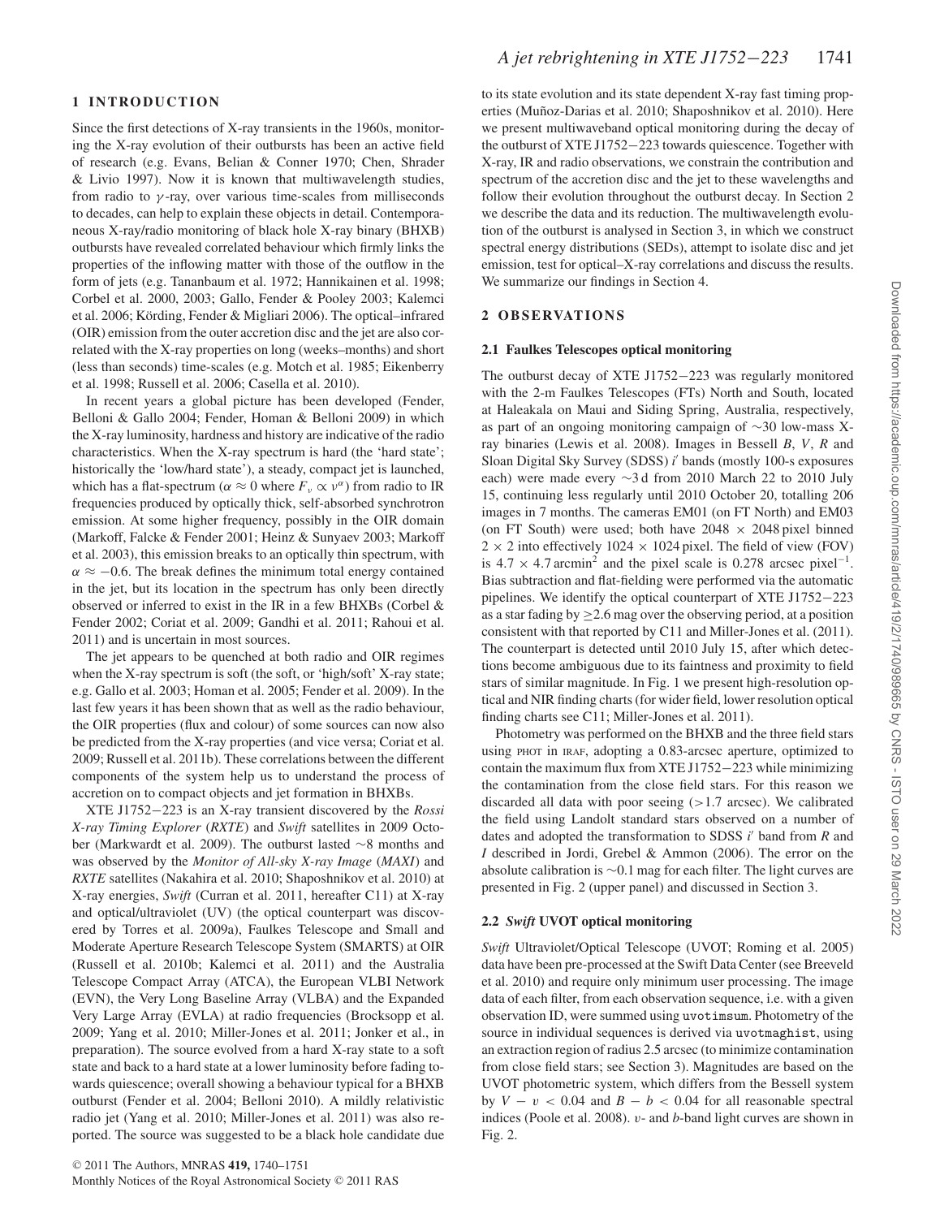## 1 INTRODUCTION

Since the first detections of X-ray transients in the 1960s, monitoring the X-ray evolution of their outbursts has been an active field of research (e.g. Evans, Belian & Conner 1970; Chen, Shrader & Livio 1997). Now it is known that multiwavelength studies, from radio to $\gamma$-ray, over various time-scales from milliseconds to decades, can help to explain these objects in detail. Contemporaneous X-ray/radio monitoring of black hole X-ray binary (BHXB) outbursts have revealed correlated behaviour which firmly links the properties of the inflowing matter with those of the outflow in the form of jets (e.g. Tananbaum et al. 1972; Hannikainen et al. 1998; Corbel et al. 2000, 2003; Gallo, Fender & Pooley 2003; Kalemci et al. 2006; Körding, Fender & Migliari 2006). The optical–infrared (OIR) emission from the outer accretion disc and the jet are also correlated with the X-ray properties on long (weeks–months) and short (less than seconds) time-scales (e.g. Motch et al. 1985; Eikenberry et al. 1998; Russell et al. 2006; Casella et al. 2010).

In recent years a global picture has been developed (Fender, Belloni & Gallo 2004; Fender, Homan & Belloni 2009) in which the X-ray luminosity, hardness and history are indicative of the radio characteristics. When the X-ray spectrum is hard (the 'hard state'; historically the 'low/hard state'), a steady, compact jet is launched, which has a flat-spectrum ($\alpha \approx 0$ where $F_\nu \propto \nu^\alpha$) from radio to IR frequencies produced by optically thick, self-absorbed synchrotron emission. At some higher frequency, possibly in the OIR domain (Markoff, Falcke & Fender 2001; Heinz & Sunyaev 2003; Markoff et al. 2003), this emission breaks to an optically thin spectrum, with $\alpha \approx -0.6$. The break defines the minimum total energy contained in the jet, but its location in the spectrum has only been directly observed or inferred to exist in the IR in a few BHXBs (Corbel & Fender 2002; Coriat et al. 2009; Gandhi et al. 2011; Rahoui et al. 2011) and is uncertain in most sources.

The jet appears to be quenched at both radio and OIR regimes when the X-ray spectrum is soft (the soft, or 'high/soft' X-ray state; e.g. Gallo et al. 2003; Homan et al. 2005; Fender et al. 2009). In the last few years it has been shown that as well as the radio behaviour, the OIR properties (flux and colour) of some sources can now also be predicted from the X-ray properties (and vice versa; Coriat et al. 2009; Russell et al. 2011b). These correlations between the different components of the system help us to understand the process of accretion on to compact objects and jet formation in BHXBs.

XTE J1752−223 is an X-ray transient discovered by the *Rossi X-ray Timing Explorer* (*RXTE*) and *Swift* satellites in 2009 October (Markwardt et al. 2009). The outburst lasted ∼8 months and was observed by the *Monitor of All-sky X-ray Image* (*MAXI*) and *RXTE* satellites (Nakahira et al. 2010; Shaposhnikov et al. 2010) at X-ray energies, *Swift* (Curran et al. 2011, hereafter C11) at X-ray and optical/ultraviolet (UV) (the optical counterpart was discovered by Torres et al. 2009a), Faulkes Telescope and Small and Moderate Aperture Research Telescope System (SMARTS) at OIR (Russell et al. 2010b; Kalemci et al. 2011) and the Australia Telescope Compact Array (ATCA), the European VLBI Network (EVN), the Very Long Baseline Array (VLBA) and the Expanded Very Large Array (EVLA) at radio frequencies (Brocksopp et al. 2009; Yang et al. 2010; Miller-Jones et al. 2011; Jonker et al., in preparation). The source evolved from a hard X-ray state to a soft state and back to a hard state at a lower luminosity before fading towards quiescence; overall showing a behaviour typical for a BHXB outburst (Fender et al. 2004; Belloni 2010). A mildly relativistic radio jet (Yang et al. 2010; Miller-Jones et al. 2011) was also reported. The source was suggested to be a black hole candidate due to its state evolution and its state dependent X-ray fast timing properties (Muñoz-Darias et al. 2010; Shaposhnikov et al. 2010). Here we present multiwaveband optical monitoring during the decay of the outburst of XTE J1752−223 towards quiescence. Together with X-ray, IR and radio observations, we constrain the contribution and spectrum of the accretion disc and the jet to these wavelengths and follow their evolution throughout the outburst decay. In Section 2 we describe the data and its reduction. The multiwavelength evolution of the outburst is analysed in Section 3, in which we construct spectral energy distributions (SEDs), attempt to isolate disc and jet emission, test for optical–X-ray correlations and discuss the results. We summarize our findings in Section 4.

## 2 OBSERVATIONS

### 2.1 Faulkes Telescopes optical monitoring

The outburst decay of XTE J1752−223 was regularly monitored with the 2-m Faulkes Telescopes (FTs) North and South, located at Haleakala on Maui and Siding Spring, Australia, respectively, as part of an ongoing monitoring campaign of ∼30 low-mass X-ray binaries (Lewis et al. 2008). Images in Bessell *B*, *V*, *R* and Sloan Digital Sky Survey (SDSS) $i'$ bands (mostly 100-s exposures each) were made every ∼3 d from 2010 March 22 to 2010 July 15, continuing less regularly until 2010 October 20, totalling 206 images in 7 months. The cameras EM01 (on FT North) and EM03 (on FT South) were used; both have $2048 \times 2048$ pixel binned $2 \times 2$ into effectively $1024 \times 1024$ pixel. The field of view (FOV) is $4.7 \times 4.7$ arcmin$^2$ and the pixel scale is 0.278 arcsec pixel$^{-1}$. Bias subtraction and flat-fielding were performed via the automatic pipelines. We identify the optical counterpart of XTE J1752−223 as a star fading by ≥2.6 mag over the observing period, at a position consistent with that reported by C11 and Miller-Jones et al. (2011). The counterpart is detected until 2010 July 15, after which detections become ambiguous due to its faintness and proximity to field stars of similar magnitude. In Fig. 1 we present high-resolution optical and NIR finding charts (for wider field, lower resolution optical finding charts see C11; Miller-Jones et al. 2011).

Photometry was performed on the BHXB and the three field stars using PHOT in IRAF, adopting a 0.83-arcsec aperture, optimized to contain the maximum flux from XTE J1752−223 while minimizing the contamination from the close field stars. For this reason we discarded all data with poor seeing (>1.7 arcsec). We calibrated the field using Landolt standard stars observed on a number of dates and adopted the transformation to SDSS $i'$ band from *R* and *I* described in Jordi, Grebel & Ammon (2006). The error on the absolute calibration is ∼0.1 mag for each filter. The light curves are presented in Fig. 2 (upper panel) and discussed in Section 3.

### 2.2 *Swift* UVOT optical monitoring

*Swift* Ultraviolet/Optical Telescope (UVOT; Roming et al. 2005) data have been pre-processed at the Swift Data Center (see Breeveld et al. 2010) and require only minimum user processing. The image data of each filter, from each observation sequence, i.e. with a given observation ID, were summed using `uvotimsum`. Photometry of the source in individual sequences is derived via `uvotmaghist`, using an extraction region of radius 2.5 arcsec (to minimize contamination from close field stars; see Section 3). Magnitudes are based on the UVOT photometric system, which differs from the Bessell system by $V - v < 0.04$ and $B - b < 0.04$ for all reasonable spectral indices (Poole et al. 2008). $v$- and $b$-band light curves are shown in Fig. 2.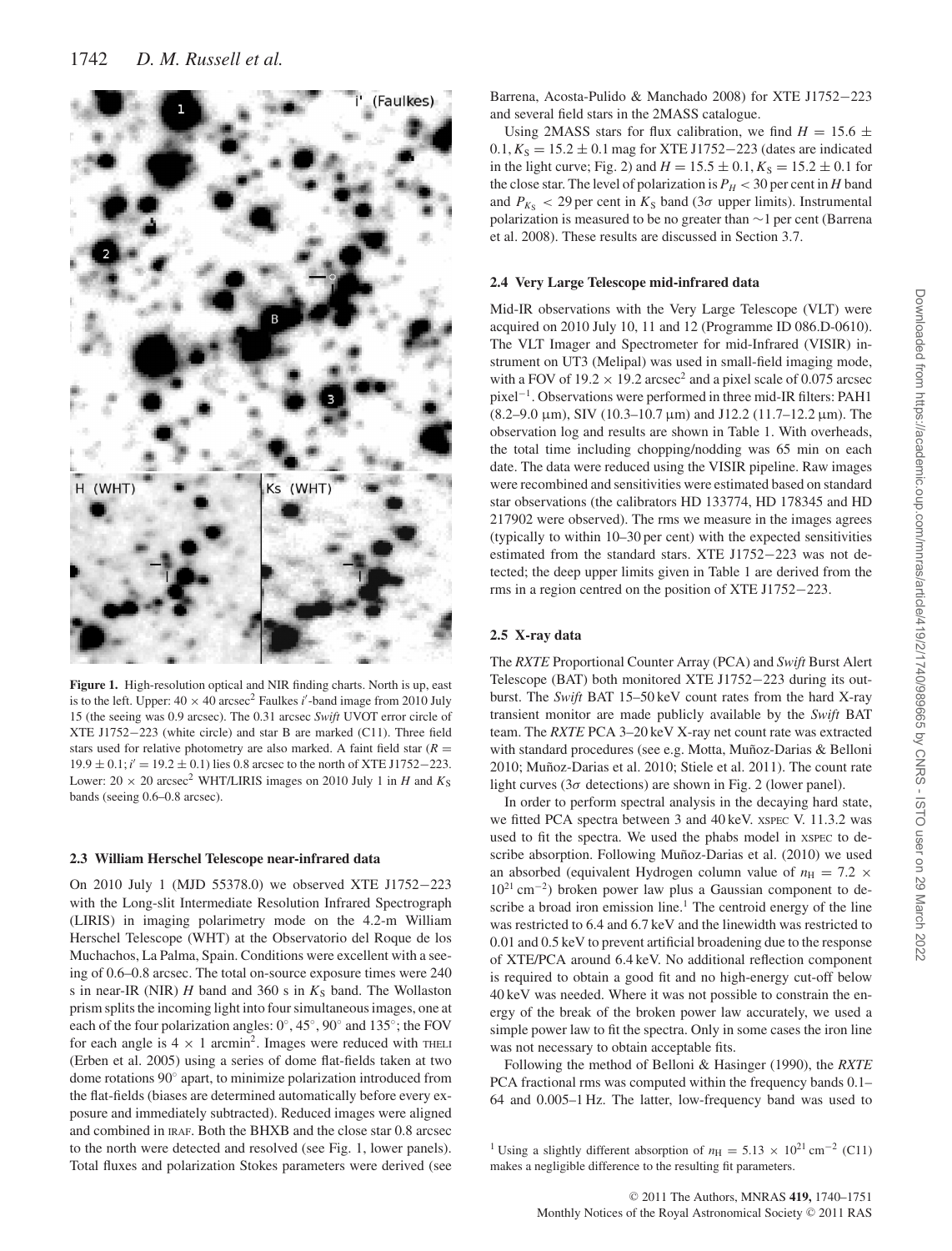**Figure 1.** High-resolution optical and NIR finding charts. North is up, east is to the left. Upper: $40 \times 40$ arcsec$^2$ Faulkes $i'$-band image from 2010 July 15 (the seeing was 0.9 arcsec). The 0.31 arcsec *Swift* UVOT error circle of XTE J1752−223 (white circle) and star B are marked (C11). Three field stars used for relative photometry are also marked. A faint field star ($R = 19.9 \pm 0.1$; $i' = 19.2 \pm 0.1$) lies 0.8 arcsec to the north of XTE J1752−223. Lower: $20 \times 20$ arcsec$^2$ WHT/LIRIS images on 2010 July 1 in $H$ and $K_S$ bands (seeing 0.6–0.8 arcsec).

### 2.3 William Herschel Telescope near-infrared data

On 2010 July 1 (MJD 55378.0) we observed XTE J1752−223 with the Long-slit Intermediate Resolution Infrared Spectrograph (LIRIS) in imaging polarimetry mode on the 4.2-m William Herschel Telescope (WHT) at the Observatorio del Roque de los Muchachos, La Palma, Spain. Conditions were excellent with a seeing of 0.6–0.8 arcsec. The total on-source exposure times were 240 s in near-IR (NIR) $H$ band and 360 s in $K_S$ band. The Wollaston prism splits the incoming light into four simultaneous images, one at each of the four polarization angles: 0°, 45°, 90° and 135°; the FOV for each angle is $4 \times 1$ arcmin$^2$. Images were reduced with THELI (Erben et al. 2005) using a series of dome flat-fields taken at two dome rotations 90° apart, to minimize polarization introduced from the flat-fields (biases are determined automatically before every exposure and immediately subtracted). Reduced images were aligned and combined in IRAF. Both the BHXB and the close star 0.8 arcsec to the north were detected and resolved (see Fig. 1, lower panels). Total fluxes and polarization Stokes parameters were derived (see Barrena, Acosta-Pulido & Manchado 2008) for XTE J1752−223 and several field stars in the 2MASS catalogue.

Using 2MASS stars for flux calibration, we find $H = 15.6 \pm 0.1$, $K_S = 15.2 \pm 0.1$ mag for XTE J1752−223 (dates are indicated in the light curve; Fig. 2) and $H = 15.5 \pm 0.1$, $K_S = 15.2 \pm 0.1$ for the close star. The level of polarization is $P_H < 30$ per cent in $H$ band and $P_{K_S} < 29$ per cent in $K_S$ band ($3\sigma$ upper limits). Instrumental polarization is measured to be no greater than ~1 per cent (Barrena et al. 2008). These results are discussed in Section 3.7.

### 2.4 Very Large Telescope mid-infrared data

Mid-IR observations with the Very Large Telescope (VLT) were acquired on 2010 July 10, 11 and 12 (Programme ID 086.D-0610). The VLT Imager and Spectrometer for mid-Infrared (VISIR) instrument on UT3 (Melipal) was used in small-field imaging mode, with a FOV of $19.2 \times 19.2$ arcsec$^2$ and a pixel scale of 0.075 arcsec pixel$^{-1}$. Observations were performed in three mid-IR filters: PAH1 (8.2–9.0 μm), SIV (10.3–10.7 μm) and J12.2 (11.7–12.2 μm). The observation log and results are shown in Table 1. With overheads, the total time including chopping/nodding was 65 min on each date. The data were reduced using the VISIR pipeline. Raw images were recombined and sensitivities were estimated based on standard star observations (the calibrators HD 133774, HD 178345 and HD 217902 were observed). The rms we measure in the images agrees (typically to within 10–30 per cent) with the expected sensitivities estimated from the standard stars. XTE J1752−223 was not detected; the deep upper limits given in Table 1 are derived from the rms in a region centred on the position of XTE J1752−223.

### 2.5 X-ray data

The *RXTE* Proportional Counter Array (PCA) and *Swift* Burst Alert Telescope (BAT) both monitored XTE J1752−223 during its outburst. The *Swift* BAT 15–50 keV count rates from the hard X-ray transient monitor are made publicly available by the *Swift* BAT team. The *RXTE* PCA 3–20 keV X-ray net count rate was extracted with standard procedures (see e.g. Motta, Muñoz-Darias & Belloni 2010; Muñoz-Darias et al. 2010; Stiele et al. 2011). The count rate light curves ($3\sigma$ detections) are shown in Fig. 2 (lower panel).

In order to perform spectral analysis in the decaying hard state, we fitted PCA spectra between 3 and 40 keV. XSPEC V. 11.3.2 was used to fit the spectra. We used the phabs model in XSPEC to describe absorption. Following Muñoz-Darias et al. (2010) we used an absorbed (equivalent Hydrogen column value of $n_H = 7.2 \times 10^{21}$ cm$^{-2}$) broken power law plus a Gaussian component to describe a broad iron emission line.[1] The centroid energy of the line was restricted to 6.4 and 6.7 keV and the linewidth was restricted to 0.01 and 0.5 keV to prevent artificial broadening due to the response of XTE/PCA around 6.4 keV. No additional reflection component is required to obtain a good fit and no high-energy cut-off below 40 keV was needed. Where it was not possible to constrain the energy of the break of the broken power law accurately, we used a simple power law to fit the spectra. Only in some cases the iron line was not necessary to obtain acceptable fits.

Following the method of Belloni & Hasinger (1990), the *RXTE* PCA fractional rms was computed within the frequency bands 0.1–64 and 0.005–1 Hz. The latter, low-frequency band was used to

[1] Using a slightly different absorption of $n_H = 5.13 \times 10^{21}$ cm$^{-2}$ (C11) makes a negligible difference to the resulting fit parameters.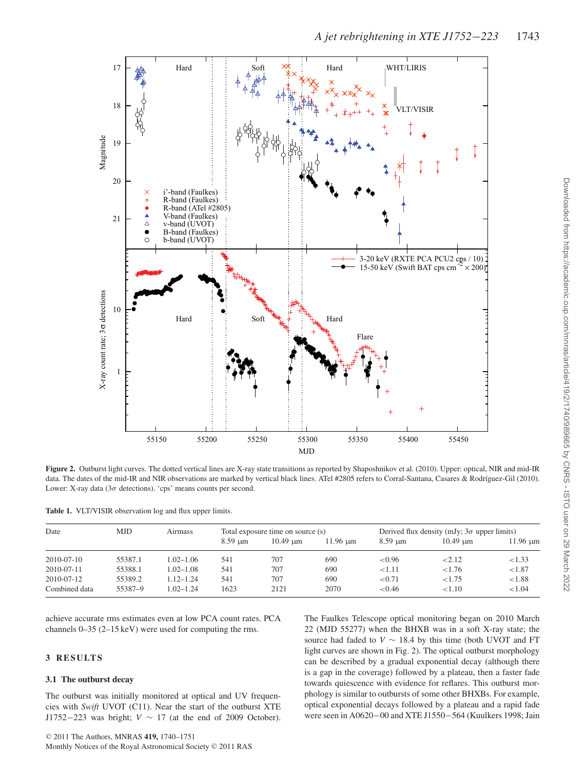Figure 2. Outburst light curves. The dotted vertical lines are X-ray state transitions as reported by Shaposhnikov et al. (2010). Upper: optical, NIR and mid-IR data. The dates of the mid-IR and NIR observations are marked by vertical black lines. ATel #2805 refers to Corral-Santana, Casares & Rodríguez-Gil (2010). Lower: X-ray data (3$\sigma$ detections). 'cps' means counts per second.

**Table 1.** VLT/VISIR observation log and flux upper limits.

| Date | MJD | Airmass | Total exposure time on source (s) | | | Derived flux density (mJy; 3$\sigma$ upper limits) | | |
|---|---|---|---|---|---|---|---|---|
| | | | 8.59 μm | 10.49 μm | 11.96 μm | 8.59 μm | 10.49 μm | 11.96 μm |
| 2010-07-10 | 55387.1 | 1.02–1.06 | 541 | 707 | 690 | <0.96 | <2.12 | <1.33 |
| 2010-07-11 | 55388.1 | 1.02–1.08 | 541 | 707 | 690 | <1.11 | <1.76 | <1.87 |
| 2010-07-12 | 55389.2 | 1.12–1.24 | 541 | 707 | 690 | <0.71 | <1.75 | <1.88 |
| Combined data | 55387–9 | 1.02–1.24 | 1623 | 2121 | 2070 | <0.46 | <1.10 | <1.04 |

achieve accurate rms estimates even at low PCA count rates. PCA channels 0–35 (2–15 keV) were used for computing the rms.

## 3 RESULTS

### 3.1 The outburst decay

The outburst was initially monitored at optical and UV frequencies with *Swift* UVOT (C11). Near the start of the outburst XTE J1752−223 was bright; $V \sim 17$ (at the end of 2009 October). The Faulkes Telescope optical monitoring began on 2010 March 22 (MJD 55277) when the BHXB was in a soft X-ray state; the source had faded to $V \sim 18.4$ by this time (both UVOT and FT light curves are shown in Fig. 2). The optical outburst morphology can be described by a gradual exponential decay (although there is a gap in the coverage) followed by a plateau, then a faster fade towards quiescence with evidence for reflares. This outburst morphology is similar to outbursts of some other BHXBs. For example, optical exponential decays followed by a plateau and a rapid fade were seen in A0620−00 and XTE J1550−564 (Kuulkers 1998; Jain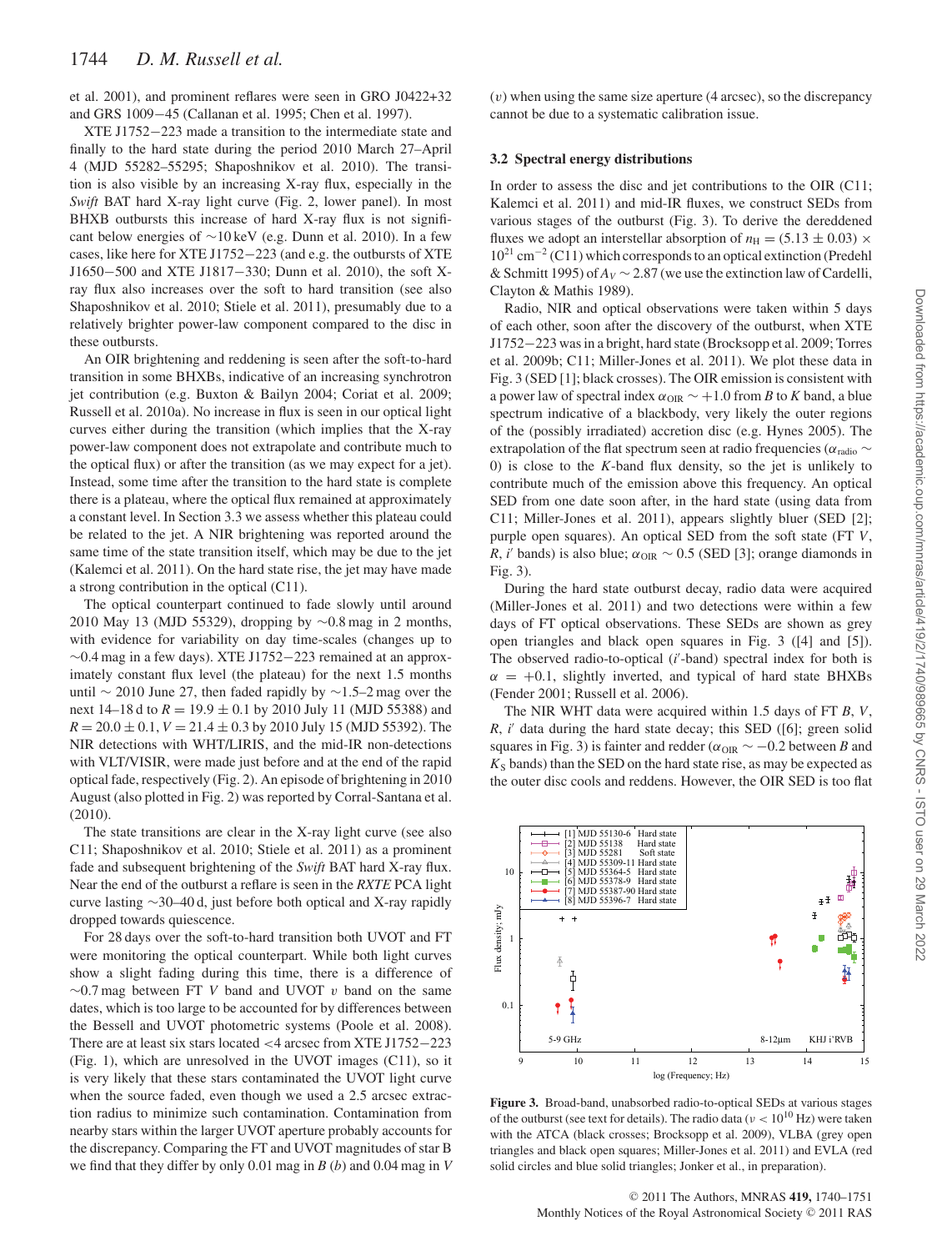et al. 2001), and prominent reflares were seen in GRO J0422+32 and GRS 1009−45 (Callanan et al. 1995; Chen et al. 1997).

XTE J1752−223 made a transition to the intermediate state and finally to the hard state during the period 2010 March 27–April 4 (MJD 55282–55295; Shaposhnikov et al. 2010). The transition is also visible by an increasing X-ray flux, especially in the *Swift* BAT hard X-ray light curve (Fig. 2, lower panel). In most BHXB outbursts this increase of hard X-ray flux is not significant below energies of ∼10 keV (e.g. Dunn et al. 2010). In a few cases, like here for XTE J1752−223 (and e.g. the outbursts of XTE J1650−500 and XTE J1817−330; Dunn et al. 2010), the soft X-ray flux also increases over the soft to hard transition (see also Shaposhnikov et al. 2010; Stiele et al. 2011), presumably due to a relatively brighter power-law component compared to the disc in these outbursts.

An OIR brightening and reddening is seen after the soft-to-hard transition in some BHXBs, indicative of an increasing synchrotron jet contribution (e.g. Buxton & Bailyn 2004; Coriat et al. 2009; Russell et al. 2010a). No increase in flux is seen in our optical light curves either during the transition (which implies that the X-ray power-law component does not extrapolate and contribute much to the optical flux) or after the transition (as we may expect for a jet). Instead, some time after the transition to the hard state is complete there is a plateau, where the optical flux remained at approximately a constant level. In Section 3.3 we assess whether this plateau could be related to the jet. A NIR brightening was reported around the same time of the state transition itself, which may be due to the jet (Kalemci et al. 2011). On the hard state rise, the jet may have made a strong contribution in the optical (C11).

The optical counterpart continued to fade slowly until around 2010 May 13 (MJD 55329), dropping by ∼0.8 mag in 2 months, with evidence for variability on day time-scales (changes up to ∼0.4 mag in a few days). XTE J1752−223 remained at an approximately constant flux level (the plateau) for the next 1.5 months until ∼ 2010 June 27, then faded rapidly by ∼1.5–2 mag over the next 14–18 d to $R = 19.9 \pm 0.1$ by 2010 July 11 (MJD 55388) and $R = 20.0 \pm 0.1$, $V = 21.4 \pm 0.3$ by 2010 July 15 (MJD 55392). The NIR detections with WHT/LIRIS, and the mid-IR non-detections with VLT/VISIR, were made just before and at the end of the rapid optical fade, respectively (Fig. 2). An episode of brightening in 2010 August (also plotted in Fig. 2) was reported by Corral-Santana et al. (2010).

The state transitions are clear in the X-ray light curve (see also C11; Shaposhnikov et al. 2010; Stiele et al. 2011) as a prominent fade and subsequent brightening of the *Swift* BAT hard X-ray flux. Near the end of the outburst a reflare is seen in the *RXTE* PCA light curve lasting ∼30–40 d, just before both optical and X-ray rapidly dropped towards quiescence.

For 28 days over the soft-to-hard transition both UVOT and FT were monitoring the optical counterpart. While both light curves show a slight fading during this time, there is a difference of ∼0.7 mag between FT $V$ band and UVOT $v$ band on the same dates, which is too large to be accounted for by differences between the Bessell and UVOT photometric systems (Poole et al. 2008). There are at least six stars located <4 arcsec from XTE J1752−223 (Fig. 1), which are unresolved in the UVOT images (C11), so it is very likely that these stars contaminated the UVOT light curve when the source faded, even though we used a 2.5 arcsec extraction radius to minimize such contamination. Contamination from nearby stars within the larger UVOT aperture probably accounts for the discrepancy. Comparing the FT and UVOT magnitudes of star B we find that they differ by only 0.01 mag in $B$ ($b$) and 0.04 mag in $V$ ($v$) when using the same size aperture (4 arcsec), so the discrepancy cannot be due to a systematic calibration issue.

### 3.2 Spectral energy distributions

In order to assess the disc and jet contributions to the OIR (C11; Kalemci et al. 2011) and mid-IR fluxes, we construct SEDs from various stages of the outburst (Fig. 3). To derive the dereddened fluxes we adopt an interstellar absorption of $n_{\rm H} = (5.13 \pm 0.03) \times 10^{21}$ cm$^{-2}$ (C11) which corresponds to an optical extinction (Predehl & Schmitt 1995) of $A_V \sim 2.87$ (we use the extinction law of Cardelli, Clayton & Mathis 1989).

Radio, NIR and optical observations were taken within 5 days of each other, soon after the discovery of the outburst, when XTE J1752−223 was in a bright, hard state (Brocksopp et al. 2009; Torres et al. 2009b; C11; Miller-Jones et al. 2011). We plot these data in Fig. 3 (SED [1]; black crosses). The OIR emission is consistent with a power law of spectral index $\alpha_{\rm OIR} \sim +1.0$ from $B$ to $K$ band, a blue spectrum indicative of a blackbody, very likely the outer regions of the (possibly irradiated) accretion disc (e.g. Hynes 2005). The extrapolation of the flat spectrum seen at radio frequencies ($\alpha_{\rm radio} \sim 0$) is close to the $K$-band flux density, so the jet is unlikely to contribute much of the emission above this frequency. An optical SED from one date soon after, in the hard state (using data from C11; Miller-Jones et al. 2011), appears slightly bluer (SED [2]; purple open squares). An optical SED from the soft state (FT $V$, $R$, $i'$ bands) is also blue; $\alpha_{\rm OIR} \sim 0.5$ (SED [3]; orange diamonds in Fig. 3).

During the hard state outburst decay, radio data were acquired (Miller-Jones et al. 2011) and two detections were within a few days of FT optical observations. These SEDs are shown as grey open triangles and black open squares in Fig. 3 ([4] and [5]). The radio-to-optical ($i'$-band) spectral index for both is $\alpha = +0.1$, slightly inverted, and typical of hard state BHXBs (Fender 2001; Russell et al. 2006).

The NIR WHT data were acquired within 1.5 days of FT $B$, $V$, $R$, $i'$ data during the hard state decay; this SED ([6]; green solid squares in Fig. 3) is fainter and redder ($\alpha_{\rm OIR} \sim -0.2$ between $B$ and $K_{\rm S}$ bands) than the SED on the hard state rise, as may be expected as the outer disc cools and reddens. However, the OIR SED is too flat

**Figure 3.** Broad-band, unabsorbed radio-to-optical SEDs at various stages of the outburst (see text for details). The radio data ($\nu < 10^{10}$ Hz) were taken with the ATCA (black crosses; Brocksopp et al. 2009), VLBA (grey open triangles and black open squares; Miller-Jones et al. 2011) and EVLA (red solid circles and blue solid triangles; Jonker et al., in preparation).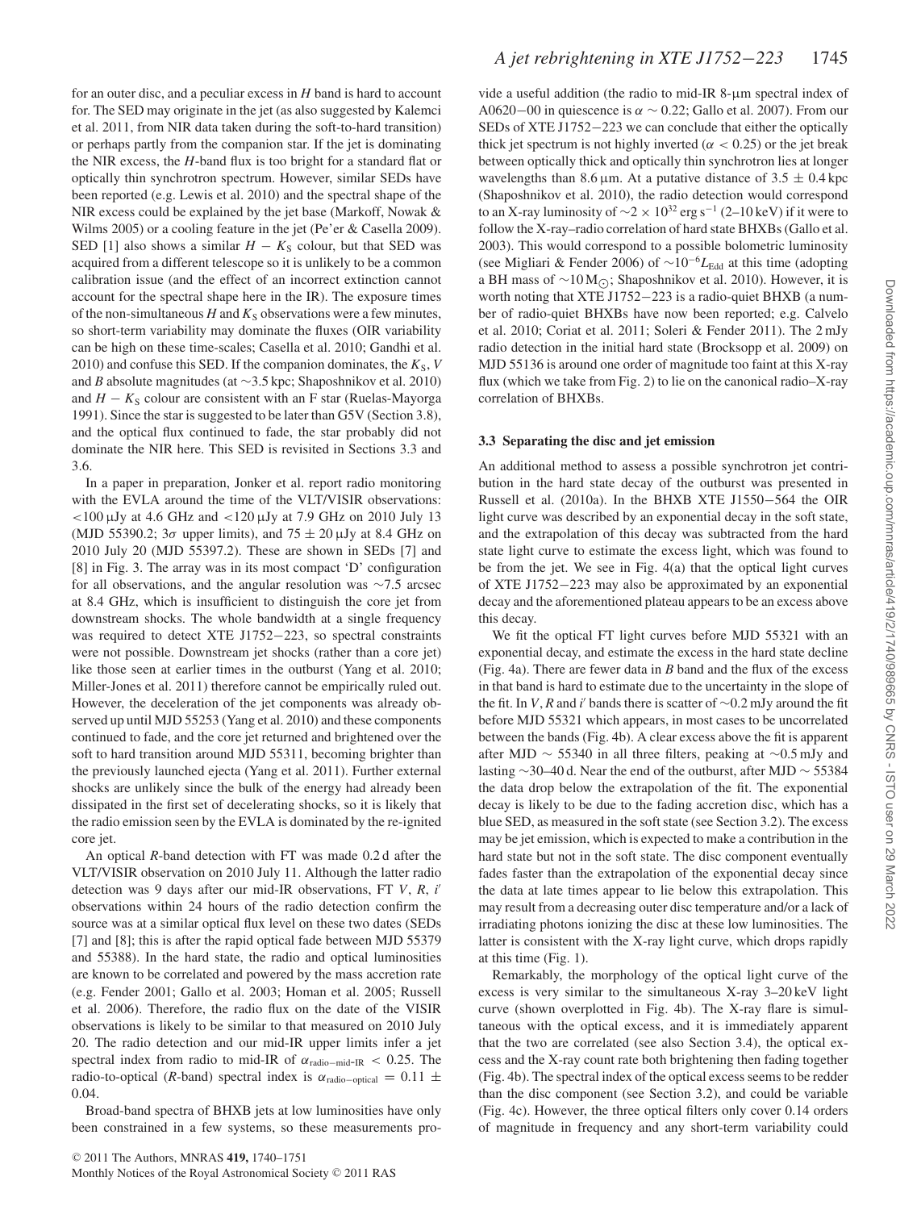for an outer disc, and a peculiar excess in $H$ band is hard to account for. The SED may originate in the jet (as also suggested by Kalemci et al. 2011, from NIR data taken during the soft-to-hard transition) or perhaps partly from the companion star. If the jet is dominating the NIR excess, the $H$-band flux is too bright for a standard flat or optically thin synchrotron spectrum. However, similar SEDs have been reported (e.g. Lewis et al. 2010) and the spectral shape of the NIR excess could be explained by the jet base (Markoff, Nowak & Wilms 2005) or a cooling feature in the jet (Pe'er & Casella 2009). SED [1] also shows a similar $H - K_S$ colour, but that SED was acquired from a different telescope so it is unlikely to be a common calibration issue (and the effect of an incorrect extinction cannot account for the spectral shape here in the IR). The exposure times of the non-simultaneous $H$ and $K_S$ observations were a few minutes, so short-term variability may dominate the fluxes (OIR variability can be high on these time-scales; Casella et al. 2010; Gandhi et al. 2010) and confuse this SED. If the companion dominates, the $K_S$, $V$ and $B$ absolute magnitudes (at ∼3.5 kpc; Shaposhnikov et al. 2010) and $H - K_S$ colour are consistent with an F star (Ruelas-Mayorga 1991). Since the star is suggested to be later than G5V (Section 3.8), and the optical flux continued to fade, the star probably did not dominate the NIR here. This SED is revisited in Sections 3.3 and 3.6.

In a paper in preparation, Jonker et al. report radio monitoring with the EVLA around the time of the VLT/VISIR observations: <100 μJy at 4.6 GHz and <120 μJy at 7.9 GHz on 2010 July 13 (MJD 55390.2; 3$\sigma$ upper limits), and 75 ± 20 μJy at 8.4 GHz on 2010 July 20 (MJD 55397.2). These are shown in SEDs [7] and [8] in Fig. 3. The array was in its most compact 'D' configuration for all observations, and the angular resolution was ∼7.5 arcsec at 8.4 GHz, which is insufficient to distinguish the core jet from downstream shocks. The whole bandwidth at a single frequency was required to detect XTE J1752−223, so spectral constraints were not possible. Downstream jet shocks (rather than a core jet) like those seen at earlier times in the outburst (Yang et al. 2010; Miller-Jones et al. 2011) therefore cannot be empirically ruled out. However, the deceleration of the jet components was already observed up until MJD 55253 (Yang et al. 2010) and these components continued to fade, and the core jet returned and brightened over the soft to hard transition around MJD 55311, becoming brighter than the previously launched ejecta (Yang et al. 2011). Further external shocks are unlikely since the bulk of the energy had already been dissipated in the first set of decelerating shocks, so it is likely that the radio emission seen by the EVLA is dominated by the re-ignited core jet.

An optical $R$-band detection with FT was made 0.2 d after the VLT/VISIR observation on 2010 July 11. Although the latter radio detection was 9 days after our mid-IR observations, FT $V$, $R$, $i'$ observations within 24 hours of the radio detection confirm the source was at a similar optical flux level on these two dates (SEDs [7] and [8]; this is after the rapid optical fade between MJD 55379 and 55388). In the hard state, the radio and optical luminosities are known to be correlated and powered by the mass accretion rate (e.g. Fender 2001; Gallo et al. 2003; Homan et al. 2005; Russell et al. 2006). Therefore, the radio flux on the date of the VISIR observations is likely to be similar to that measured on 2010 July 20. The radio detection and our mid-IR upper limits infer a jet spectral index from radio to mid-IR of $\alpha_{\rm radio-mid\text{-}IR} < 0.25$. The radio-to-optical ($R$-band) spectral index is $\alpha_{\rm radio-optical} = 0.11 \pm 0.04$.

Broad-band spectra of BHXB jets at low luminosities have only been constrained in a few systems, so these measurements provide a useful addition (the radio to mid-IR 8-μm spectral index of A0620−00 in quiescence is $\alpha \sim 0.22$; Gallo et al. 2007). From our SEDs of XTE J1752−223 we can conclude that either the optically thick jet spectrum is not highly inverted ($\alpha < 0.25$) or the jet break between optically thick and optically thin synchrotron lies at longer wavelengths than 8.6 μm. At a putative distance of 3.5 ± 0.4 kpc (Shaposhnikov et al. 2010), the radio detection would correspond to an X-ray luminosity of $\sim 2 \times 10^{32}$ erg s$^{-1}$ (2–10 keV) if it were to follow the X-ray–radio correlation of hard state BHXBs (Gallo et al. 2003). This would correspond to a possible bolometric luminosity (see Migliari & Fender 2006) of $\sim 10^{-6} L_{\rm Edd}$ at this time (adopting a BH mass of $\sim 10\,{\rm M}_{\odot}$; Shaposhnikov et al. 2010). However, it is worth noting that XTE J1752−223 is a radio-quiet BHXB (a number of radio-quiet BHXBs have now been reported; e.g. Calvelo et al. 2010; Coriat et al. 2011; Soleri & Fender 2011). The 2 mJy radio detection in the initial hard state (Brocksopp et al. 2009) on MJD 55136 is around one order of magnitude too faint at this X-ray flux (which we take from Fig. 2) to lie on the canonical radio–X-ray correlation of BHXBs.

### 3.3 Separating the disc and jet emission

An additional method to assess a possible synchrotron jet contribution in the hard state decay of the outburst was presented in Russell et al. (2010a). In the BHXB XTE J1550−564 the OIR light curve was described by an exponential decay in the soft state, and the extrapolation of this decay was subtracted from the hard state light curve to estimate the excess light, which was found to be from the jet. We see in Fig. 4(a) that the optical light curves of XTE J1752−223 may also be approximated by an exponential decay and the aforementioned plateau appears to be an excess above this decay.

We fit the optical FT light curves before MJD 55321 with an exponential decay, and estimate the excess in the hard state decline (Fig. 4a). There are fewer data in $B$ band and the flux of the excess in that band is hard to estimate due to the uncertainty in the slope of the fit. In $V$, $R$ and $i'$ bands there is scatter of ∼0.2 mJy around the fit before MJD 55321 which appears, in most cases to be uncorrelated between the bands (Fig. 4b). A clear excess above the fit is apparent after MJD ∼ 55340 in all three filters, peaking at ∼0.5 mJy and lasting ∼30–40 d. Near the end of the outburst, after MJD ∼ 55384 the data drop below the extrapolation of the fit. The exponential decay is likely to be due to the fading accretion disc, which has a blue SED, as measured in the soft state (see Section 3.2). The excess may be jet emission, which is expected to make a contribution in the hard state but not in the soft state. The disc component eventually fades faster than the extrapolation of the exponential decay since the data at late times appear to lie below this extrapolation. This may result from a decreasing outer disc temperature and/or a lack of irradiating photons ionizing the disc at these low luminosities. The latter is consistent with the X-ray light curve, which drops rapidly at this time (Fig. 1).

Remarkably, the morphology of the optical light curve of the excess is very similar to the simultaneous X-ray 3–20 keV light curve (shown overplotted in Fig. 4b). The X-ray flare is simultaneous with the optical excess, and it is immediately apparent that the two are correlated (see also Section 3.4), the optical excess and the X-ray count rate both brightening then fading together (Fig. 4b). The spectral index of the optical excess seems to be redder than the disc component (see Section 3.2), and could be variable (Fig. 4c). However, the three optical filters only cover 0.14 orders of magnitude in frequency and any short-term variability could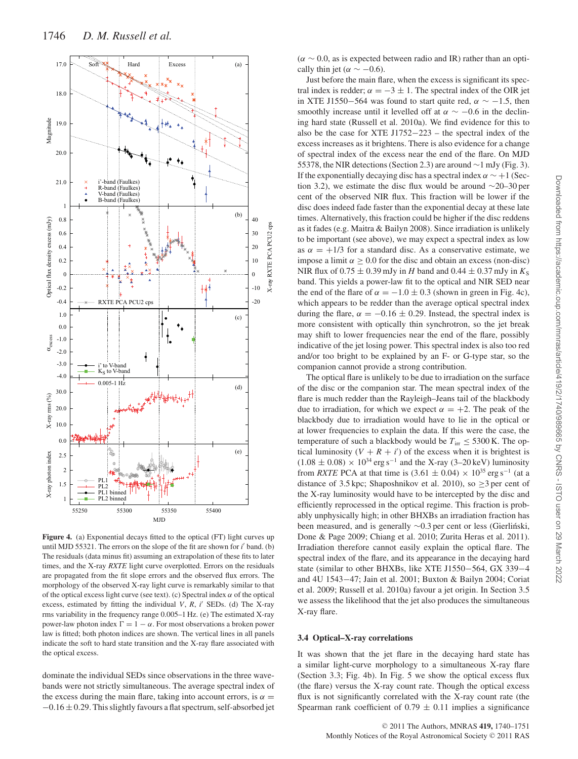**Figure 4.** (a) Exponential decays fitted to the optical (FT) light curves up until MJD 55321. The errors on the slope of the fit are shown for $i'$ band. (b) The residuals (data minus fit) assuming an extrapolation of these fits to later times, and the X-ray *RXTE* light curve overplotted. Errors on the residuals are propagated from the fit slope errors and the observed flux errors. The morphology of the observed X-ray light curve is remarkably similar to that of the optical excess light curve (see text). (c) Spectral index $\alpha$ of the optical excess, estimated by fitting the individual $V$, $R$, $i'$ SEDs. (d) The X-ray rms variability in the frequency range 0.005–1 Hz. (e) The estimated X-ray power-law photon index $\Gamma = 1 - \alpha$. For most observations a broken power law is fitted; both photon indices are shown. The vertical lines in all panels indicate the soft to hard state transition and the X-ray flare associated with the optical excess.

dominate the individual SEDs since observations in the three wavebands were not strictly simultaneous. The average spectral index of the excess during the main flare, taking into account errors, is $\alpha = -0.16 \pm 0.29$. This slightly favours a flat spectrum, self-absorbed jet ($\alpha \sim 0.0$, as is expected between radio and IR) rather than an optically thin jet ($\alpha \sim -0.6$).

Just before the main flare, when the excess is significant its spectral index is redder; $\alpha = -3 \pm 1$. The spectral index of the OIR jet in XTE J1550−564 was found to start quite red, $\alpha \sim -1.5$, then smoothly increase until it levelled off at $\alpha \sim -0.6$ in the declining hard state (Russell et al. 2010a). We find evidence for this to also be the case for XTE J1752−223 – the spectral index of the excess increases as it brightens. There is also evidence for a change of spectral index of the excess near the end of the flare. On MJD 55378, the NIR detections (Section 2.3) are around ~1 mJy (Fig. 3). If the exponentially decaying disc has a spectral index $\alpha \sim +1$ (Section 3.2), we estimate the disc flux would be around ~20–30 per cent of the observed NIR flux. This fraction will be lower if the disc does indeed fade faster than the exponential decay at these late times. Alternatively, this fraction could be higher if the disc reddens as it fades (e.g. Maitra & Bailyn 2008). Since irradiation is unlikely to be important (see above), we may expect a spectral index as low as $\alpha = +1/3$ for a standard disc. As a conservative estimate, we impose a limit $\alpha \geq 0.0$ for the disc and obtain an excess (non-disc) NIR flux of $0.75 \pm 0.39$ mJy in $H$ band and $0.44 \pm 0.37$ mJy in $K_S$ band. This yields a power-law fit to the optical and NIR SED near the end of the flare of $\alpha = -1.0 \pm 0.3$ (shown in green in Fig. 4c), which appears to be redder than the average optical spectral index during the flare, $\alpha = -0.16 \pm 0.29$. Instead, the spectral index is more consistent with optically thin synchrotron, so the jet break may shift to lower frequencies near the end of the flare, possibly indicative of the jet losing power. This spectral index is also too red and/or too bright to be explained by an F- or G-type star, so the companion cannot provide a strong contribution.

The optical flare is unlikely to be due to irradiation on the surface of the disc or the companion star. The mean spectral index of the flare is much redder than the Rayleigh–Jeans tail of the blackbody due to irradiation, for which we expect $\alpha = +2$. The peak of the blackbody due to irradiation would have to lie in the optical or at lower frequencies to explain the data. If this were the case, the temperature of such a blackbody would be $T_{\rm irr} \leq 5300$ K. The optical luminosity ($V + R + i'$) of the excess when it is brightest is $(1.08 \pm 0.08) \times 10^{34}$ erg s$^{-1}$ and the X-ray (3–20 keV) luminosity from *RXTE* PCA at that time is $(3.61 \pm 0.04) \times 10^{35}$ erg s$^{-1}$ (at a distance of 3.5 kpc; Shaposhnikov et al. 2010), so $\geq$3 per cent of the X-ray luminosity would have to be intercepted by the disc and efficiently reprocessed in the optical regime. This fraction is probably unphysically high; in other BHXBs an irradiation fraction has been measured, and is generally ~0.3 per cent or less (Gierliński, Done & Page 2009; Chiang et al. 2010; Zurita Heras et al. 2011). Irradiation therefore cannot easily explain the optical flare. The spectral index of the flare, and its appearance in the decaying hard state (similar to other BHXBs, like XTE J1550−564, GX 339−4 and 4U 1543−47; Jain et al. 2001; Buxton & Bailyn 2004; Coriat et al. 2009; Russell et al. 2010a) favour a jet origin. In Section 3.5 we assess the likelihood that the jet also produces the simultaneous X-ray flare.

### 3.4 Optical–X-ray correlations

It was shown that the jet flare in the decaying hard state has a similar light-curve morphology to a simultaneous X-ray flare (Section 3.3; Fig. 4b). In Fig. 5 we show the optical excess flux (the flare) versus the X-ray count rate. Though the optical excess flux is not significantly correlated with the X-ray count rate (the Spearman rank coefficient of $0.79 \pm 0.11$ implies a significance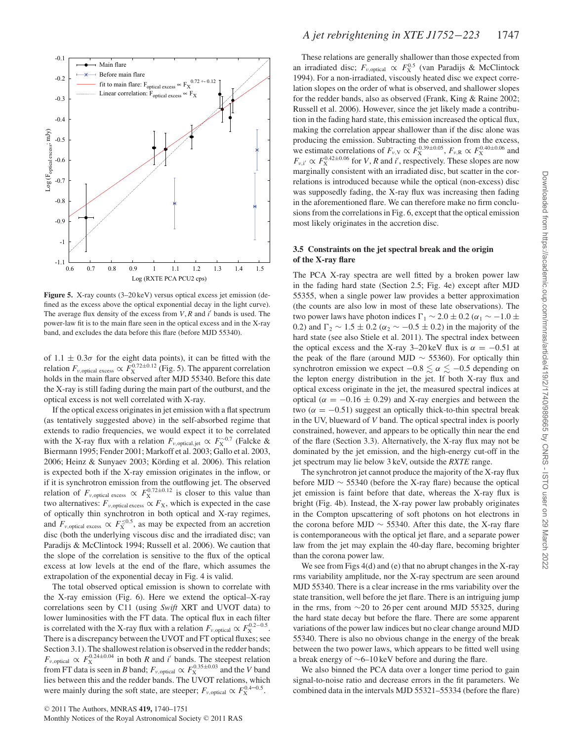**Figure 5.** X-ray counts (3–20 keV) versus optical excess jet emission (defined as the excess above the optical exponential decay in the light curve). The average flux density of the excess from $V$, $R$ and $i'$ bands is used. The power-law fit is to the main flare seen in the optical excess and in the X-ray band, and excludes the data before this flare (before MJD 55340).

of $1.1 \pm 0.3\sigma$ for the eight data points), it can be fitted with the relation $F_{\nu,\mathrm{optical\ excess}} \propto F_{\mathrm{X}}^{0.72\pm0.12}$ (Fig. 5). The apparent correlation holds in the main flare observed after MJD 55340. Before this date the X-ray is still fading during the main part of the outburst, and the optical excess is not well correlated with X-ray.

If the optical excess originates in jet emission with a flat spectrum (as tentatively suggested above) in the self-absorbed regime that extends to radio frequencies, we would expect it to be correlated with the X-ray flux with a relation $F_{\nu,\mathrm{optical,jet}} \propto F_{\mathrm{X}}^{\sim0.7}$ (Falcke & Biermann 1995; Fender 2001; Markoff et al. 2003; Gallo et al. 2003, 2006; Heinz & Sunyaev 2003; Körding et al. 2006). This relation is expected both if the X-ray emission originates in the inflow, or if it is synchrotron emission from the outflowing jet. The observed relation of $F_{\nu,\mathrm{optical\ excess}} \propto F_{\mathrm{X}}^{0.72\pm0.12}$ is closer to this value than two alternatives: $F_{\nu,\mathrm{optical\ excess}} \propto F_{\mathrm{X}}$, which is expected in the case of optically thin synchrotron in both optical and X-ray regimes, and $F_{\nu,\mathrm{optical\ excess}} \propto F_{\mathrm{X}}^{\leq0.5}$, as may be expected from an accretion disc (both the underlying viscous disc and the irradiated disc; van Paradijs & McClintock 1994; Russell et al. 2006). We caution that the slope of the correlation is sensitive to the flux of the optical excess at low levels at the end of the flare, which assumes the extrapolation of the exponential decay in Fig. 4 is valid.

The total observed optical emission is shown to correlate with the X-ray emission (Fig. 6). Here we extend the optical–X-ray correlations seen by C11 (using *Swift* XRT and UVOT data) to lower luminosities with the FT data. The optical flux in each filter is correlated with the X-ray flux with a relation $F_{\nu,\mathrm{optical}} \propto F_{\mathrm{X}}^{0.2-0.5}$. There is a discrepancy between the UVOT and FT optical fluxes; see Section 3.1). The shallowest relation is observed in the redder bands; $F_{\nu,\mathrm{optical}} \propto F_{\mathrm{X}}^{0.24\pm0.04}$ in both $R$ and $i'$ bands. The steepest relation from FT data is seen in $B$ band; $F_{\nu,\mathrm{optical}} \propto F_{\mathrm{X}}^{0.35\pm0.03}$ and the $V$ band lies between this and the redder bands. The UVOT relations, which were mainly during the soft state, are steeper; $F_{\nu,\mathrm{optical}} \propto F_{\mathrm{X}}^{0.4-0.5}$.

These relations are generally shallower than those expected from an irradiated disc; $F_{\nu,\mathrm{optical}} \propto F_{\mathrm{X}}^{0.5}$ (van Paradijs & McClintock 1994). For a non-irradiated, viscously heated disc we expect correlation slopes on the order of what is observed, and shallower slopes for the redder bands, also as observed (Frank, King & Raine 2002; Russell et al. 2006). However, since the jet likely made a contribution in the fading hard state, this emission increased the optical flux, making the correlation appear shallower than if the disc alone was producing the emission. Subtracting the emission from the excess, we estimate correlations of $F_{\nu,\mathrm{V}} \propto F_{\mathrm{X}}^{0.39\pm0.05}$, $F_{\nu,\mathrm{R}} \propto F_{\mathrm{X}}^{0.40\pm0.06}$ and $F_{\nu,\mathrm{i'}} \propto F_{\mathrm{X}}^{0.42\pm0.06}$ for $V$, $R$ and $i'$, respectively. These slopes are now marginally consistent with an irradiated disc, but scatter in the correlations is introduced because while the optical (non-excess) disc was supposedly fading, the X-ray flux was increasing then fading in the aforementioned flare. We can therefore make no firm conclusions from the correlations in Fig. 6, except that the optical emission most likely originates in the accretion disc.

### 3.5 Constraints on the jet spectral break and the origin of the X-ray flare

The PCA X-ray spectra are well fitted by a broken power law in the fading hard state (Section 2.5; Fig. 4e) except after MJD 55355, when a single power law provides a better approximation (the counts are also low in most of these late observations). The two power laws have photon indices $\Gamma_1 \sim 2.0 \pm 0.2$ ($\alpha_1 \sim -1.0 \pm 0.2$) and $\Gamma_2 \sim 1.5 \pm 0.2$ ($\alpha_2 \sim -0.5 \pm 0.2$) in the majority of the hard state (see also Stiele et al. 2011). The spectral index between the optical excess and the X-ray 3–20 keV flux is $\alpha = -0.51$ at the peak of the flare (around MJD $\sim$ 55360). For optically thin synchrotron emission we expect $-0.8 \lesssim \alpha \lesssim -0.5$ depending on the lepton energy distribution in the jet. If both X-ray flux and optical excess originate in the jet, the measured spectral indices at optical ($\alpha = -0.16 \pm 0.29$) and X-ray energies and between the two ($\alpha = -0.51$) suggest an optically thick-to-thin spectral break in the UV, blueward of $V$ band. The optical spectral index is poorly constrained, however, and appears to be optically thin near the end of the flare (Section 3.3). Alternatively, the X-ray flux may not be dominated by the jet emission, and the high-energy cut-off in the jet spectrum may lie below 3 keV, outside the *RXTE* range.

The synchrotron jet cannot produce the majority of the X-ray flux before MJD $\sim$ 55340 (before the X-ray flare) because the optical jet emission is faint before that date, whereas the X-ray flux is bright (Fig. 4b). Instead, the X-ray power law probably originates in the Compton upscattering of soft photons on hot electrons in the corona before MJD $\sim$ 55340. After this date, the X-ray flare is contemporaneous with the optical jet flare, and a separate power law from the jet may explain the 40-day flare, becoming brighter than the corona power law.

We see from Figs 4(d) and (e) that no abrupt changes in the X-ray rms variability amplitude, nor the X-ray spectrum are seen around MJD 55340. There is a clear increase in the rms variability over the state transition, well before the jet flare. There is an intriguing jump in the rms, from $\sim$20 to 26 per cent around MJD 55325, during the hard state decay but before the flare. There are some apparent variations of the power law indices but no clear change around MJD 55340. There is also no obvious change in the energy of the break between the two power laws, which appears to be fitted well using a break energy of $\sim$6–10 keV before and during the flare.

We also binned the PCA data over a longer time period to gain signal-to-noise ratio and decrease errors in the fit parameters. We combined data in the intervals MJD 55321–55334 (before the flare)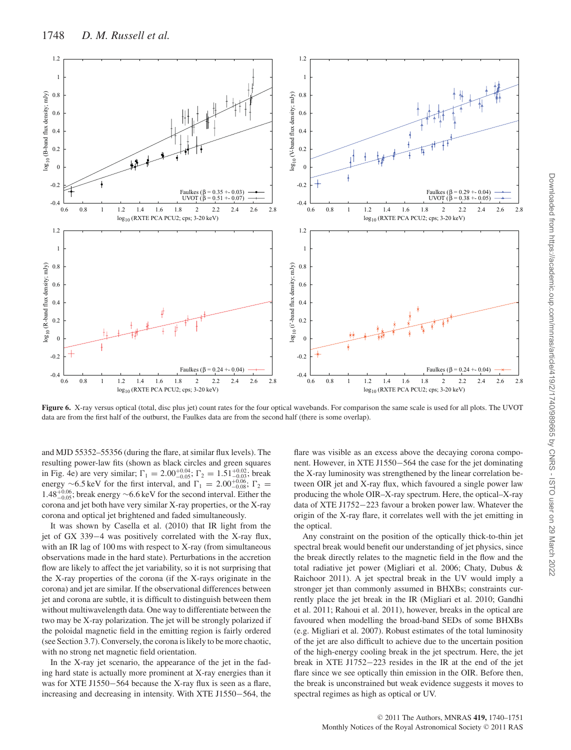**Figure 6.** X-ray versus optical (total, disc plus jet) count rates for the four optical wavebands. For comparison the same scale is used for all plots. The UVOT data are from the first half of the outburst, the Faulkes data are from the second half (there is some overlap).

and MJD 55352–55356 (during the flare, at similar flux levels). The resulting power-law fits (shown as black circles and green squares in Fig. 4e) are very similar; $\Gamma_1 = 2.00^{+0.04}_{-0.05}$; $\Gamma_2 = 1.51^{+0.02}_{-0.03}$; break energy ∼6.5 keV for the first interval, and $\Gamma_1 = 2.00^{+0.06}_{-0.08}$; $\Gamma_2 = 1.48^{+0.06}_{-0.05}$; break energy ∼6.6 keV for the second interval. Either the corona and jet both have very similar X-ray properties, or the X-ray corona and optical jet brightened and faded simultaneously.

It was shown by Casella et al. (2010) that IR light from the jet of GX 339−4 was positively correlated with the X-ray flux, with an IR lag of 100 ms with respect to X-ray (from simultaneous observations made in the hard state). Perturbations in the accretion flow are likely to affect the jet variability, so it is not surprising that the X-ray properties of the corona (if the X-rays originate in the corona) and jet are similar. If the observational differences between jet and corona are subtle, it is difficult to distinguish between them without multiwavelength data. One way to differentiate between the two may be X-ray polarization. The jet will be strongly polarized if the poloidal magnetic field in the emitting region is fairly ordered (see Section 3.7). Conversely, the corona is likely to be more chaotic, with no strong net magnetic field orientation.

In the X-ray jet scenario, the appearance of the jet in the fading hard state is actually more prominent at X-ray energies than it was for XTE J1550−564 because the X-ray flux is seen as a flare, increasing and decreasing in intensity. With XTE J1550−564, the flare was visible as an excess above the decaying corona component. However, in XTE J1550−564 the case for the jet dominating the X-ray luminosity was strengthened by the linear correlation between OIR jet and X-ray flux, which favoured a single power law producing the whole OIR–X-ray spectrum. Here, the optical–X-ray data of XTE J1752−223 favour a broken power law. Whatever the origin of the X-ray flare, it correlates well with the jet emitting in the optical.

Any constraint on the position of the optically thick-to-thin jet spectral break would benefit our understanding of jet physics, since the break directly relates to the magnetic field in the flow and the total radiative jet power (Migliari et al. 2006; Chaty, Dubus & Raichoor 2011). A jet spectral break in the UV would imply a stronger jet than commonly assumed in BHXBs; constraints currently place the jet break in the IR (Migliari et al. 2010; Gandhi et al. 2011; Rahoui et al. 2011), however, breaks in the optical are favoured when modelling the broad-band SEDs of some BHXBs (e.g. Migliari et al. 2007). Robust estimates of the total luminosity of the jet are also difficult to achieve due to the uncertain position of the high-energy cooling break in the jet spectrum. Here, the jet break in XTE J1752−223 resides in the IR at the end of the jet flare since we see optically thin emission in the OIR. Before then, the break is unconstrained but weak evidence suggests it moves to spectral regimes as high as optical or UV.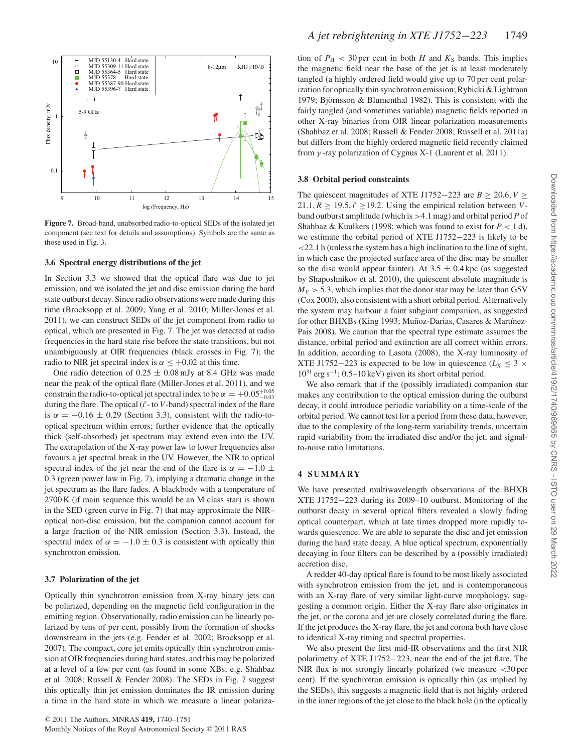Figure 7. Broad-band, unabsorbed radio-to-optical SEDs of the isolated jet component (see text for details and assumptions). Symbols are the same as those used in Fig. 3.

### 3.6 Spectral energy distributions of the jet

In Section 3.3 we showed that the optical flare was due to jet emission, and we isolated the jet and disc emission during the hard state outburst decay. Since radio observations were made during this time (Brocksopp et al. 2009; Yang et al. 2010; Miller-Jones et al. 2011), we can construct SEDs of the jet component from radio to optical, which are presented in Fig. 7. The jet was detected at radio frequencies in the hard state rise before the state transitions, but not unambiguously at OIR frequencies (black crosses in Fig. 7); the radio to NIR jet spectral index is $\alpha \le +0.02$ at this time.

One radio detection of $0.25 \pm 0.08$ mJy at 8.4 GHz was made near the peak of the optical flare (Miller-Jones et al. 2011), and we constrain the radio-to-optical jet spectral index to be $\alpha = +0.05^{+0.05}_{-0.03}$ during the flare. The optical ($i'$- to $V$-band) spectral index of the flare is $\alpha = -0.16 \pm 0.29$ (Section 3.3), consistent with the radio-to-optical spectrum within errors; further evidence that the optically thick (self-absorbed) jet spectrum may extend even into the UV. The extrapolation of the X-ray power law to lower frequencies also favours a jet spectral break in the UV. However, the NIR to optical spectral index of the jet near the end of the flare is $\alpha = -1.0 \pm 0.3$ (green power law in Fig. 7), implying a dramatic change in the jet spectrum as the flare fades. A blackbody with a temperature of 2700 K (if main sequence this would be an M class star) is shown in the SED (green curve in Fig. 7) that may approximate the NIR–optical non-disc emission, but the companion cannot account for a large fraction of the NIR emission (Section 3.3). Instead, the spectral index of $\alpha = -1.0 \pm 0.3$ is consistent with optically thin synchrotron emission.

### 3.7 Polarization of the jet

Optically thin synchrotron emission from X-ray binary jets can be polarized, depending on the magnetic field configuration in the emitting region. Observationally, radio emission can be linearly polarized by tens of per cent, possibly from the formation of shocks downstream in the jets (e.g. Fender et al. 2002; Brocksopp et al. 2007). The compact, core jet emits optically thin synchrotron emission at OIR frequencies during hard states, and this may be polarized at a level of a few per cent (as found in some XBs; e.g. Shahbaz et al. 2008; Russell & Fender 2008). The SEDs in Fig. 7 suggest this optically thin jet emission dominates the IR emission during a time in the hard state in which we measure a linear polarization of $P_{\rm H} < 30$ per cent in both $H$ and $K_{\rm S}$ bands. This implies the magnetic field near the base of the jet is at least moderately tangled (a highly ordered field would give up to 70 per cent polarization for optically thin synchrotron emission; Rybicki & Lightman 1979; Björnsson & Blumenthal 1982). This is consistent with the fairly tangled (and sometimes variable) magnetic fields reported in other X-ray binaries from OIR linear polarization measurements (Shahbaz et al. 2008; Russell & Fender 2008; Russell et al. 2011a) but differs from the highly ordered magnetic field recently claimed from $\gamma$-ray polarization of Cygnus X-1 (Laurent et al. 2011).

### 3.8 Orbital period constraints

The quiescent magnitudes of XTE J1752−223 are $B \ge 20.6, V \ge 21.1, R \ge 19.5, i' \ge 19.2$. Using the empirical relation between $V$-band outburst amplitude (which is >4.1 mag) and orbital period $P$ of Shahbaz & Kuulkers (1998; which was found to exist for $P < 1$ d), we estimate the orbital period of XTE J1752−223 is likely to be <22.1 h (unless the system has a high inclination to the line of sight, in which case the projected surface area of the disc may be smaller so the disc would appear fainter). At $3.5 \pm 0.4$ kpc (as suggested by Shaposhnikov et al. 2010), the quiescent absolute magnitude is $M_V > 5.3$, which implies that the donor star may be later than G5V (Cox 2000), also consistent with a short orbital period. Alternatively the system may harbour a faint subgiant companion, as suggested for other BHXBs (King 1993; Muñoz-Darias, Casares & Martínez-Pais 2008). We caution that the spectral type estimate assumes the distance, orbital period and extinction are all correct within errors. In addition, according to Lasota (2008), the X-ray luminosity of XTE J1752−223 is expected to be low in quiescence ($L_{\rm X} \le 3 \times 10^{31}$ erg s$^{-1}$; 0.5–10 keV) given its short orbital period.

We also remark that if the (possibly irradiated) companion star makes any contribution to the optical emission during the outburst decay, it could introduce periodic variability on a time-scale of the orbital period. We cannot test for a period from these data, however, due to the complexity of the long-term variability trends, uncertain rapid variability from the irradiated disc and/or the jet, and signal-to-noise ratio limitations.

## 4 SUMMARY

We have presented multiwavelength observations of the BHXB XTE J1752−223 during its 2009–10 outburst. Monitoring of the outburst decay in several optical filters revealed a slowly fading optical counterpart, which at late times dropped more rapidly towards quiescence. We are able to separate the disc and jet emission during the hard state decay. A blue optical spectrum, exponentially decaying in four filters can be described by a (possibly irradiated) accretion disc.

A redder 40-day optical flare is found to be most likely associated with synchrotron emission from the jet, and is contemporaneous with an X-ray flare of very similar light-curve morphology, suggesting a common origin. Either the X-ray flare also originates in the jet, or the corona and jet are closely correlated during the flare. If the jet produces the X-ray flare, the jet and corona both have close to identical X-ray timing and spectral properties.

We also present the first mid-IR observations and the first NIR polarimetry of XTE J1752−223, near the end of the jet flare. The NIR flux is not strongly linearly polarized (we measure <30 per cent). If the synchrotron emission is optically thin (as implied by the SEDs), this suggests a magnetic field that is not highly ordered in the inner regions of the jet close to the black hole (in the optically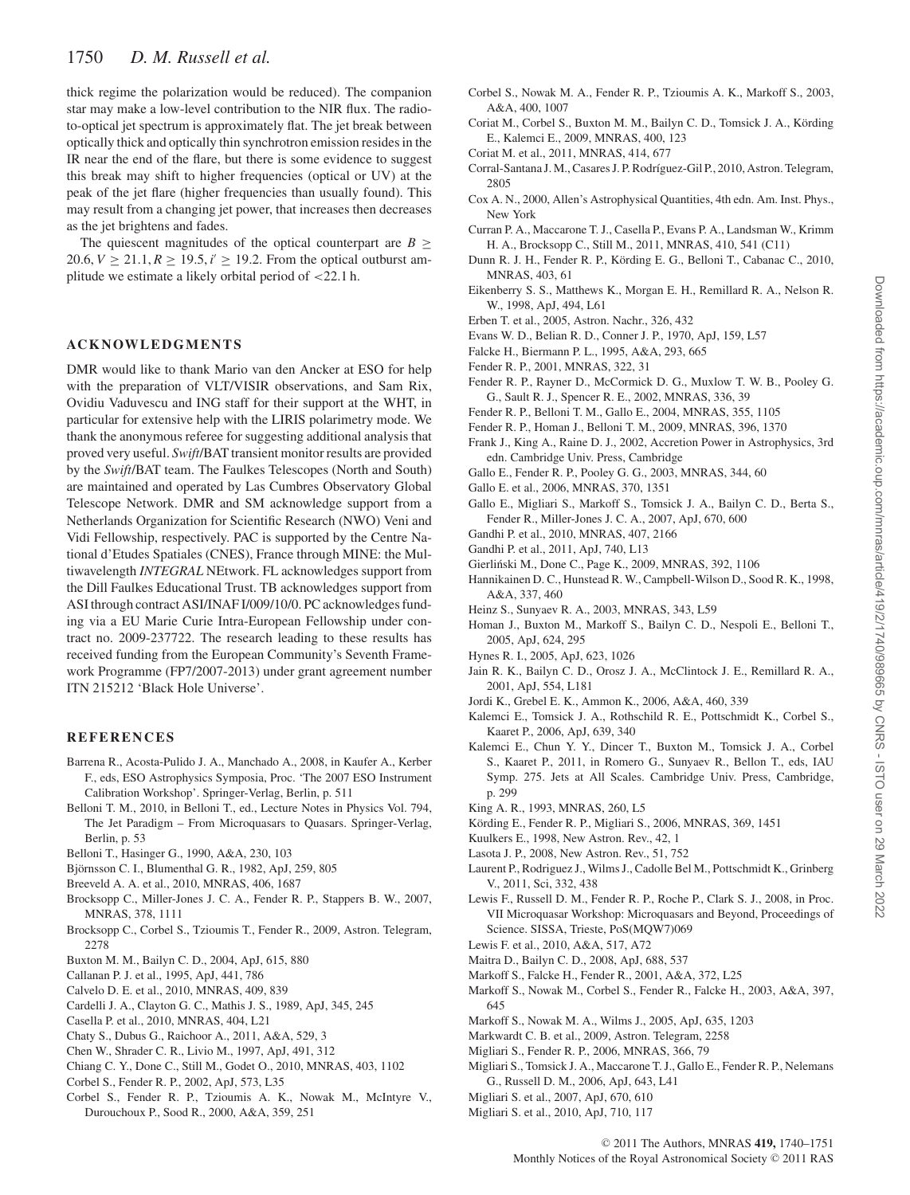thick regime the polarization would be reduced). The companion star may make a low-level contribution to the NIR flux. The radio-to-optical jet spectrum is approximately flat. The jet break between optically thick and optically thin synchrotron emission resides in the IR near the end of the flare, but there is some evidence to suggest this break may shift to higher frequencies (optical or UV) at the peak of the jet flare (higher frequencies than usually found). This may result from a changing jet power, that increases then decreases as the jet brightens and fades.

The quiescent magnitudes of the optical counterpart are $B \geq 20.6$, $V \geq 21.1$, $R \geq 19.5$, $i' \geq 19.2$. From the optical outburst amplitude we estimate a likely orbital period of <22.1 h.

## ACKNOWLEDGMENTS

DMR would like to thank Mario van den Ancker at ESO for help with the preparation of VLT/VISIR observations, and Sam Rix, Ovidiu Vaduvescu and ING staff for their support at the WHT, in particular for extensive help with the LIRIS polarimetry mode. We thank the anonymous referee for suggesting additional analysis that proved very useful. *Swift*/BAT transient monitor results are provided by the *Swift*/BAT team. The Faulkes Telescopes (North and South) are maintained and operated by Las Cumbres Observatory Global Telescope Network. DMR and SM acknowledge support from a Netherlands Organization for Scientific Research (NWO) Veni and Vidi Fellowship, respectively. PAC is supported by the Centre National d'Etudes Spatiales (CNES), France through MINE: the Multiwavelength *INTEGRAL* NEtwork. FL acknowledges support from the Dill Faulkes Educational Trust. TB acknowledges support from ASI through contract ASI/INAF I/009/10/0. PC acknowledges funding via a EU Marie Curie Intra-European Fellowship under contract no. 2009-237722. The research leading to these results has received funding from the European Community's Seventh Framework Programme (FP7/2007-2013) under grant agreement number ITN 215212 'Black Hole Universe'.

## REFERENCES

Barrena R., Acosta-Pulido J. A., Manchado A., 2008, in Kaufer A., Kerber F., eds, ESO Astrophysics Symposia, Proc. 'The 2007 ESO Instrument Calibration Workshop'. Springer-Verlag, Berlin, p. 511
Belloni T. M., 2010, in Belloni T., ed., Lecture Notes in Physics Vol. 794, The Jet Paradigm – From Microquasars to Quasars. Springer-Verlag, Berlin, p. 53
Belloni T., Hasinger G., 1990, A&A, 230, 103
Björnsson C. I., Blumenthal G. R., 1982, ApJ, 259, 805
Breeveld A. A. et al., 2010, MNRAS, 406, 1687
Brocksopp C., Miller-Jones J. C. A., Fender R. P., Stappers B. W., 2007, MNRAS, 378, 1111
Brocksopp C., Corbel S., Tzioumis T., Fender R., 2009, Astron. Telegram, 2278
Buxton M. M., Bailyn C. D., 2004, ApJ, 615, 880
Callanan P. J. et al., 1995, ApJ, 441, 786
Calvelo D. E. et al., 2010, MNRAS, 409, 839
Cardelli J. A., Clayton G. C., Mathis J. S., 1989, ApJ, 345, 245
Casella P. et al., 2010, MNRAS, 404, L21
Chaty S., Dubus G., Raichoor A., 2011, A&A, 529, 3
Chen W., Shrader C. R., Livio M., 1997, ApJ, 491, 312
Chiang C. Y., Done C., Still M., Godet O., 2010, MNRAS, 403, 1102
Corbel S., Fender R. P., 2002, ApJ, 573, L35
Corbel S., Fender R. P., Tzioumis A. K., Nowak M., McIntyre V., Durouchoux P., Sood R., 2000, A&A, 359, 251
Corbel S., Nowak M. A., Fender R. P., Tzioumis A. K., Markoff S., 2003, A&A, 400, 1007
Coriat M., Corbel S., Buxton M. M., Bailyn C. D., Tomsick J. A., Körding E., Kalemci E., 2009, MNRAS, 400, 123
Coriat M. et al., 2011, MNRAS, 414, 677
Corral-Santana J. M., Casares J. P. Rodríguez-Gil P., 2010, Astron. Telegram, 2805
Cox A. N., 2000, Allen's Astrophysical Quantities, 4th edn. Am. Inst. Phys., New York
Curran P. A., Maccarone T. J., Casella P., Evans P. A., Landsman W., Krimm H. A., Brocksopp C., Still M., 2011, MNRAS, 410, 541 (C11)
Dunn R. J. H., Fender R. P., Körding E. G., Belloni T., Cabanac C., 2010, MNRAS, 403, 61
Eikenberry S. S., Matthews K., Morgan E. H., Remillard R. A., Nelson R. W., 1998, ApJ, 494, L61
Erben T. et al., 2005, Astron. Nachr., 326, 432
Evans W. D., Belian R. D., Conner J. P., 1970, ApJ, 159, L57
Falcke H., Biermann P. L., 1995, A&A, 293, 665
Fender R. P., 2001, MNRAS, 322, 31
Fender R. P., Rayner D., McCormick D. G., Muxlow T. W. B., Pooley G. G., Sault R. J., Spencer R. E., 2002, MNRAS, 336, 39
Fender R. P., Belloni T. M., Gallo E., 2004, MNRAS, 355, 1105
Fender R. P., Homan J., Belloni T. M., 2009, MNRAS, 396, 1370
Frank J., King A., Raine D. J., 2002, Accretion Power in Astrophysics, 3rd edn. Cambridge Univ. Press, Cambridge
Gallo E., Fender R. P., Pooley G. G., 2003, MNRAS, 344, 60
Gallo E. et al., 2006, MNRAS, 370, 1351
Gallo E., Migliari S., Markoff S., Tomsick J. A., Bailyn C. D., Berta S., Fender R., Miller-Jones J. C. A., 2007, ApJ, 670, 600
Gandhi P. et al., 2010, MNRAS, 407, 2166
Gandhi P. et al., 2011, ApJ, 740, L13
Gierliński M., Done C., Page K., 2009, MNRAS, 392, 1106
Hannikainen D. C., Hunstead R. W., Campbell-Wilson D., Sood R. K., 1998, A&A, 337, 460
Heinz S., Sunyaev R. A., 2003, MNRAS, 343, L59
Homan J., Buxton M., Markoff S., Bailyn C. D., Nespoli E., Belloni T., 2005, ApJ, 624, 295
Hynes R. I., 2005, ApJ, 623, 1026
Jain R. K., Bailyn C. D., Orosz J. A., McClintock J. E., Remillard R. A., 2001, ApJ, 554, L181
Jordi K., Grebel E. K., Ammon K., 2006, A&A, 460, 339
Kalemci E., Tomsick J. A., Rothschild R. E., Pottschmidt K., Corbel S., Kaaret P., 2006, ApJ, 639, 340
Kalemci E., Chun Y. Y., Dincer T., Buxton M., Tomsick J. A., Corbel S., Kaaret P., 2011, in Romero G., Sunyaev R., Bellon T., eds, IAU Symp. 275. Jets at All Scales. Cambridge Univ. Press, Cambridge, p. 299
King A. R., 1993, MNRAS, 260, L5
Körding E., Fender R. P., Migliari S., 2006, MNRAS, 369, 1451
Kuulkers E., 1998, New Astron. Rev., 42, 1
Lasota J. P., 2008, New Astron. Rev., 51, 752
Laurent P., Rodriguez J., Wilms J., Cadolle Bel M., Pottschmidt K., Grinberg V., 2011, Sci, 332, 438
Lewis F., Russell D. M., Fender R. P., Roche P., Clark S. J., 2008, in Proc. VII Microquasar Workshop: Microquasars and Beyond, Proceedings of Science. SISSA, Trieste, PoS(MQW7)069
Lewis F. et al., 2010, A&A, 517, A72
Maitra D., Bailyn C. D., 2008, ApJ, 688, 537
Markoff S., Falcke H., Fender R., 2001, A&A, 372, L25
Markoff S., Nowak M., Corbel S., Fender R., Falcke H., 2003, A&A, 397, 645
Markoff S., Nowak M. A., Wilms J., 2005, ApJ, 635, 1203
Markwardt C. B. et al., 2009, Astron. Telegram, 2258
Migliari S., Fender R. P., 2006, MNRAS, 366, 79
Migliari S., Tomsick J. A., Maccarone T. J., Gallo E., Fender R. P., Nelemans G., Russell D. M., 2006, ApJ, 643, L41
Migliari S. et al., 2007, ApJ, 670, 610
Migliari S. et al., 2010, ApJ, 710, 117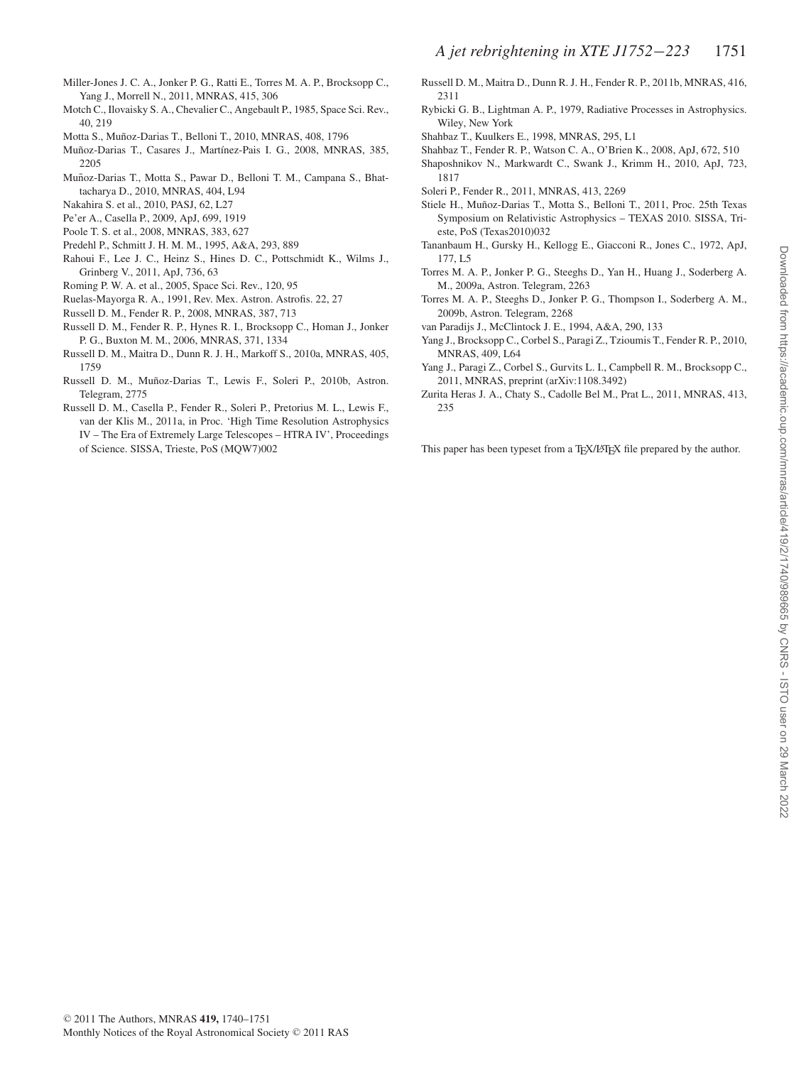Miller-Jones J. C. A., Jonker P. G., Ratti E., Torres M. A. P., Brocksopp C., Yang J., Morrell N., 2011, MNRAS, 415, 306

Motch C., Ilovaisky S. A., Chevalier C., Angebault P., 1985, Space Sci. Rev., 40, 219

Motta S., Muñoz-Darias T., Belloni T., 2010, MNRAS, 408, 1796

Muñoz-Darias T., Casares J., Martínez-Pais I. G., 2008, MNRAS, 385, 2205

Muñoz-Darias T., Motta S., Pawar D., Belloni T. M., Campana S., Bhattacharya D., 2010, MNRAS, 404, L94

Nakahira S. et al., 2010, PASJ, 62, L27

Pe'er A., Casella P., 2009, ApJ, 699, 1919

Poole T. S. et al., 2008, MNRAS, 383, 627

Predehl P., Schmitt J. H. M. M., 1995, A&A, 293, 889

Rahoui F., Lee J. C., Heinz S., Hines D. C., Pottschmidt K., Wilms J., Grinberg V., 2011, ApJ, 736, 63

Roming P. W. A. et al., 2005, Space Sci. Rev., 120, 95

Ruelas-Mayorga R. A., 1991, Rev. Mex. Astron. Astrofis. 22, 27

Russell D. M., Fender R. P., 2008, MNRAS, 387, 713

Russell D. M., Fender R. P., Hynes R. I., Brocksopp C., Homan J., Jonker P. G., Buxton M. M., 2006, MNRAS, 371, 1334

Russell D. M., Maitra D., Dunn R. J. H., Markoff S., 2010a, MNRAS, 405, 1759

Russell D. M., Muñoz-Darias T., Lewis F., Soleri P., 2010b, Astron. Telegram, 2775

Russell D. M., Casella P., Fender R., Soleri P., Pretorius M. L., Lewis F., van der Klis M., 2011a, in Proc. 'High Time Resolution Astrophysics IV – The Era of Extremely Large Telescopes – HTRA IV', Proceedings of Science. SISSA, Trieste, PoS (MQW7)002

Russell D. M., Maitra D., Dunn R. J. H., Fender R. P., 2011b, MNRAS, 416, 2311

Rybicki G. B., Lightman A. P., 1979, Radiative Processes in Astrophysics. Wiley, New York

Shahbaz T., Kuulkers E., 1998, MNRAS, 295, L1

Shahbaz T., Fender R. P., Watson C. A., O'Brien K., 2008, ApJ, 672, 510

Shaposhnikov N., Markwardt C., Swank J., Krimm H., 2010, ApJ, 723, 1817

Soleri P., Fender R., 2011, MNRAS, 413, 2269

Stiele H., Muñoz-Darias T., Motta S., Belloni T., 2011, Proc. 25th Texas Symposium on Relativistic Astrophysics – TEXAS 2010. SISSA, Trieste, PoS (Texas2010)032

Tananbaum H., Gursky H., Kellogg E., Giacconi R., Jones C., 1972, ApJ, 177, L5

Torres M. A. P., Jonker P. G., Steeghs D., Yan H., Huang J., Soderberg A. M., 2009a, Astron. Telegram, 2263

Torres M. A. P., Steeghs D., Jonker P. G., Thompson I., Soderberg A. M., 2009b, Astron. Telegram, 2268

van Paradijs J., McClintock J. E., 1994, A&A, 290, 133

Yang J., Brocksopp C., Corbel S., Paragi Z., Tzioumis T., Fender R. P., 2010, MNRAS, 409, L64

Yang J., Paragi Z., Corbel S., Gurvits L. I., Campbell R. M., Brocksopp C., 2011, MNRAS, preprint (arXiv:1108.3492)

Zurita Heras J. A., Chaty S., Cadolle Bel M., Prat L., 2011, MNRAS, 413, 235

This paper has been typeset from a TEX/LATEX file prepared by the author.